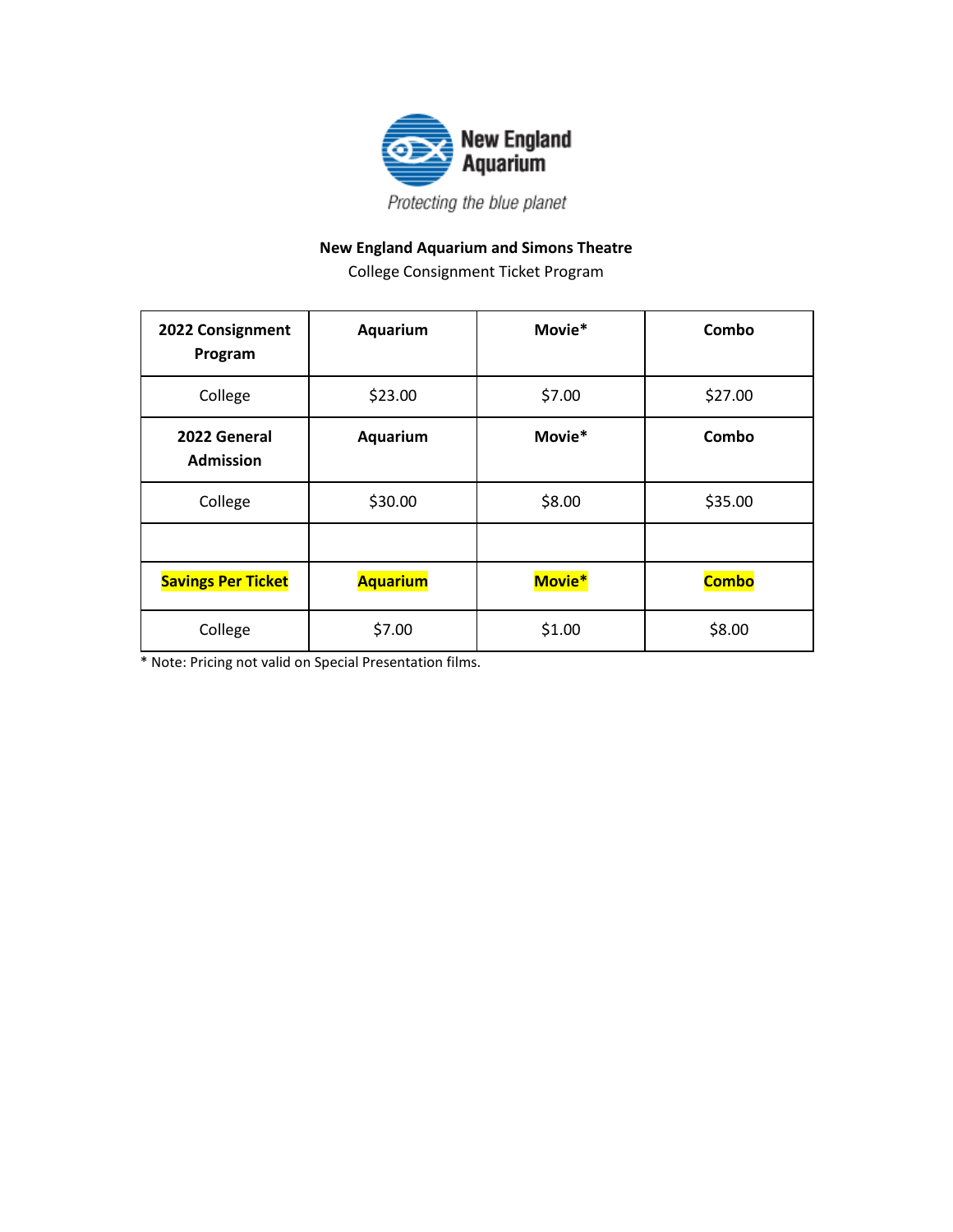New England Aquarium

*Protecting the blue planet*

**New England Aquarium and Simons Theatre**

College Consignment Ticket Program

| **2022 Consignment Program** | **Aquarium** | **Movie*** | **Combo** |
|---|---|---|---|
| College | $23.00 | $7.00 | $27.00 |
| **2022 General Admission** | **Aquarium** | **Movie*** | **Combo** |
| College | $30.00 | $8.00 | $35.00 |
| | | | |
| **Savings Per Ticket** | **Aquarium** | **Movie*** | **Combo** |
| College | $7.00 | $1.00 | $8.00 |

* Note: Pricing not valid on Special Presentation films.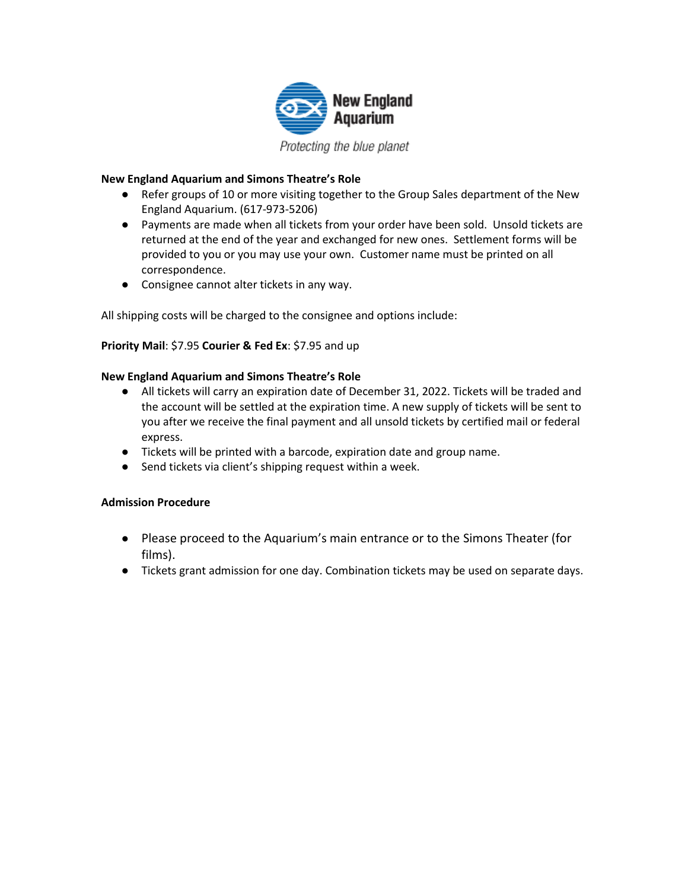**New England Aquarium and Simons Theatre's Role**

- Refer groups of 10 or more visiting together to the Group Sales department of the New England Aquarium. (617-973-5206)
- Payments are made when all tickets from your order have been sold. Unsold tickets are returned at the end of the year and exchanged for new ones. Settlement forms will be provided to you or you may use your own. Customer name must be printed on all correspondence.
- Consignee cannot alter tickets in any way.

All shipping costs will be charged to the consignee and options include:

**Priority Mail**: $7.95 **Courier & Fed Ex**: $7.95 and up

**New England Aquarium and Simons Theatre's Role**

- All tickets will carry an expiration date of December 31, 2022. Tickets will be traded and the account will be settled at the expiration time. A new supply of tickets will be sent to you after we receive the final payment and all unsold tickets by certified mail or federal express.
- Tickets will be printed with a barcode, expiration date and group name.
- Send tickets via client's shipping request within a week.

**Admission Procedure**

- Please proceed to the Aquarium's main entrance or to the Simons Theater (for films).
- Tickets grant admission for one day. Combination tickets may be used on separate days.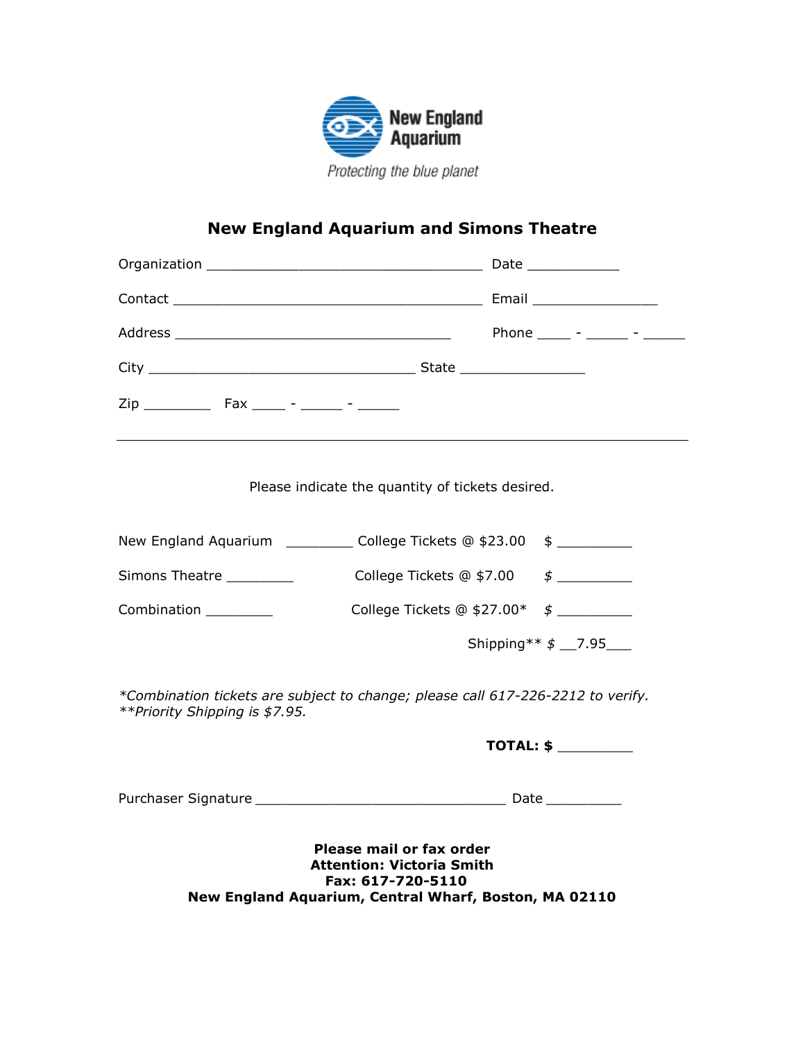New England Aquarium

*Protecting the blue planet*

## New England Aquarium and Simons Theatre

Organization ___________________________________ Date ___________

Contact _______________________________________ Email _______________

Address ___________________________________ Phone ____ - _____ - _____

City _________________________________ State _______________

Zip ________ Fax ____ - _____ - _____

---

Please indicate the quantity of tickets desired.

| | | | |
|---|---|---|---|
| New England Aquarium ________ | College Tickets @ $23.00 | $ _________ | |
| Simons Theatre ________ | College Tickets @ $7.00 | $ _________ | |
| Combination ________ | College Tickets @ $27.00* | $ _________ | |
| | | Shipping** $ __7.95___ | |

*\*Combination tickets are subject to change; please call 617-226-2212 to verify.*
*\*\*Priority Shipping is $7.95.*

**TOTAL: $** _________

Purchaser Signature ______________________________ Date _________

**Please mail or fax order**
**Attention: Victoria Smith**
**Fax: 617-720-5110**
**New England Aquarium, Central Wharf, Boston, MA 02110**